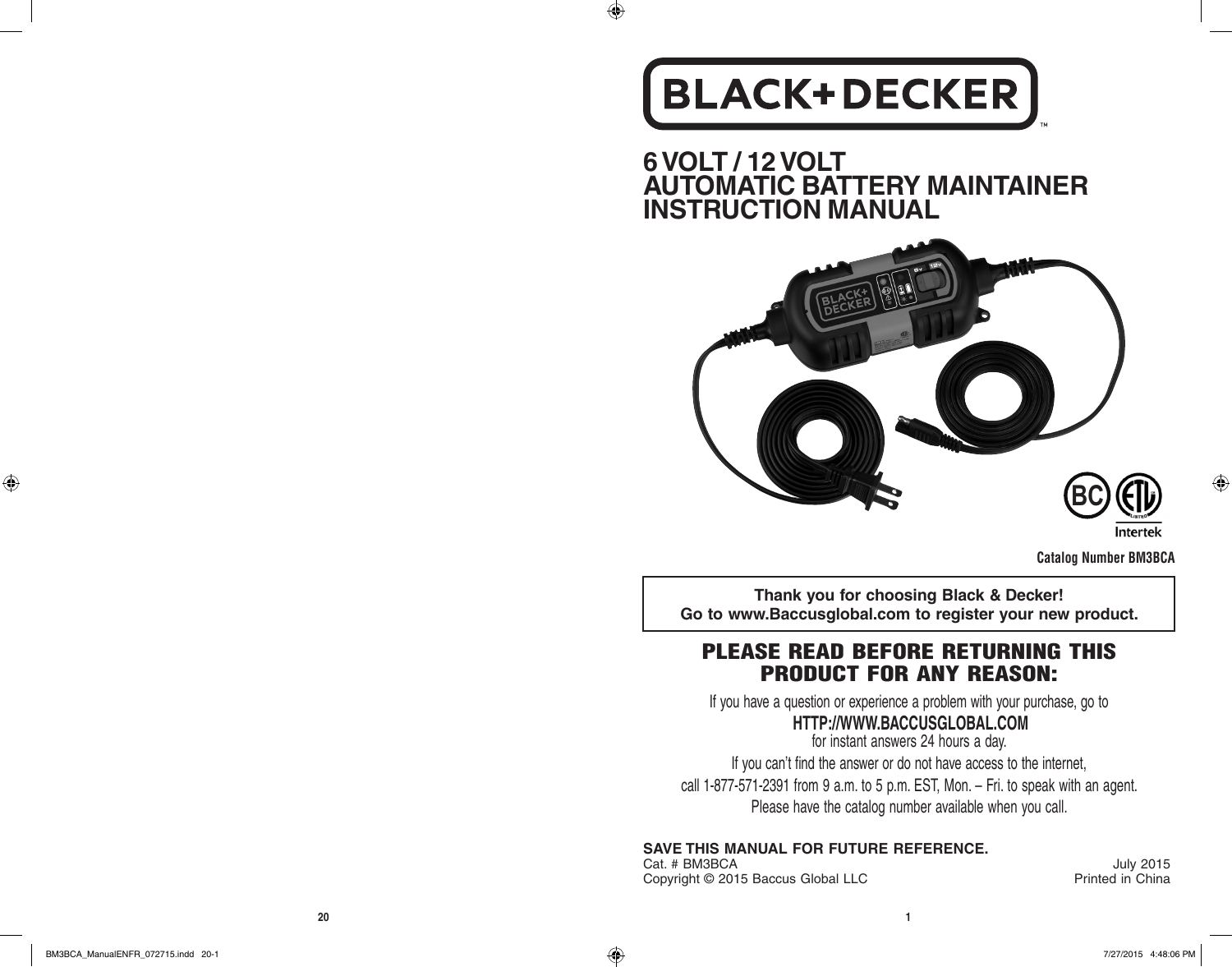# BLACK+DECKER

## 6 VOLT / 12 VOLT AUTOMATIC BATTERY MAINTAINER INSTRUCTION MANUAL

Intertek

**Catalog Number BM3BCA**

**Thank you for choosing Black & Decker!**
**Go to www.Baccusglobal.com to register your new product.**

## PLEASE READ BEFORE RETURNING THIS PRODUCT FOR ANY REASON:

If you have a question or experience a problem with your purchase, go to

**HTTP://WWW.BACCUSGLOBAL.COM**

for instant answers 24 hours a day.

If you can't find the answer or do not have access to the internet,

call 1-877-571-2391 from 9 a.m. to 5 p.m. EST, Mon. – Fri. to speak with an agent.

Please have the catalog number available when you call.

**SAVE THIS MANUAL FOR FUTURE REFERENCE.**

Cat. # BM3BCA
July 2015

Copyright © 2015 Baccus Global LLC
Printed in China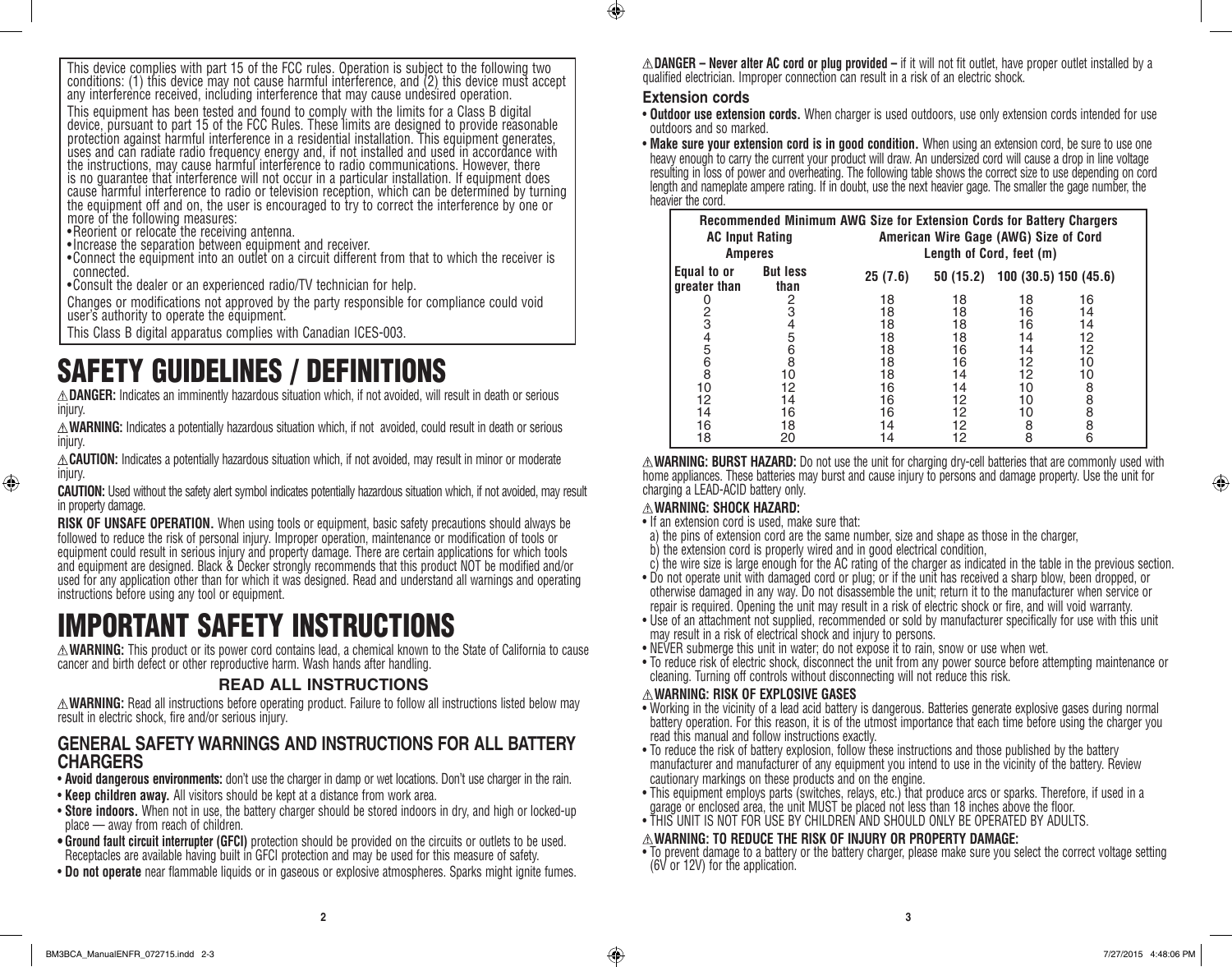This device complies with part 15 of the FCC rules. Operation is subject to the following two conditions: (1) this device may not cause harmful interference, and (2) this device must accept any interference received, including interference that may cause undesired operation.

This equipment has been tested and found to comply with the limits for a Class B digital device, pursuant to part 15 of the FCC Rules. These limits are designed to provide reasonable protection against harmful interference in a residential installation. This equipment generates, uses and can radiate radio frequency energy and, if not installed and used in accordance with the instructions, may cause harmful interference to radio communications. However, there is no guarantee that interference will not occur in a particular installation. If equipment does cause harmful interference to radio or television reception, which can be determined by turning the equipment off and on, the user is encouraged to try to correct the interference by one or more of the following measures:

- Reorient or relocate the receiving antenna.
- Increase the separation between equipment and receiver.
- Connect the equipment into an outlet on a circuit different from that to which the receiver is connected.
- Consult the dealer or an experienced radio/TV technician for help.

Changes or modifications not approved by the party responsible for compliance could void user's authority to operate the equipment.

This Class B digital apparatus complies with Canadian ICES-003.

# SAFETY GUIDELINES / DEFINITIONS

⚠**DANGER:** Indicates an imminently hazardous situation which, if not avoided, will result in death or serious injury.

⚠**WARNING:** Indicates a potentially hazardous situation which, if not avoided, could result in death or serious injury.

⚠**CAUTION:** Indicates a potentially hazardous situation which, if not avoided, may result in minor or moderate injury.

**CAUTION:** Used without the safety alert symbol indicates potentially hazardous situation which, if not avoided, may result in property damage.

**RISK OF UNSAFE OPERATION.** When using tools or equipment, basic safety precautions should always be followed to reduce the risk of personal injury. Improper operation, maintenance or modification of tools or equipment could result in serious injury and property damage. There are certain applications for which tools and equipment are designed. Black & Decker strongly recommends that this product NOT be modified and/or used for any application other than for which it was designed. Read and understand all warnings and operating instructions before using any tool or equipment.

# IMPORTANT SAFETY INSTRUCTIONS

⚠**WARNING:** This product or its power cord contains lead, a chemical known to the State of California to cause cancer and birth defect or other reproductive harm. Wash hands after handling.

### READ ALL INSTRUCTIONS

⚠**WARNING:** Read all instructions before operating product. Failure to follow all instructions listed below may result in electric shock, fire and/or serious injury.

## GENERAL SAFETY WARNINGS AND INSTRUCTIONS FOR ALL BATTERY CHARGERS

- **Avoid dangerous environments:** don't use the charger in damp or wet locations. Don't use charger in the rain.
- **Keep children away.** All visitors should be kept at a distance from work area.
- **Store indoors.** When not in use, the battery charger should be stored indoors in dry, and high or locked-up place — away from reach of children.
- **Ground fault circuit interrupter (GFCI)** protection should be provided on the circuits or outlets to be used. Receptacles are available having built in GFCI protection and may be used for this measure of safety.
- **Do not operate** near flammable liquids or in gaseous or explosive atmospheres. Sparks might ignite fumes.

⚠**DANGER – Never alter AC cord or plug provided –** if it will not fit outlet, have proper outlet installed by a qualified electrician. Improper connection can result in a risk of an electric shock.

### Extension cords

- **Outdoor use extension cords.** When charger is used outdoors, use only extension cords intended for use outdoors and so marked.
- **Make sure your extension cord is in good condition.** When using an extension cord, be sure to use one heavy enough to carry the current your product will draw. An undersized cord will cause a drop in line voltage resulting in loss of power and overheating. The following table shows the correct size to use depending on cord length and nameplate ampere rating. If in doubt, use the next heavier gage. The smaller the gage number, the heavier the cord.

**Recommended Minimum AWG Size for Extension Cords for Battery Chargers**

| AC Input Rating Amperes | | American Wire Gage (AWG) Size of Cord Length of Cord, feet (m) | | | |
|---|---|---|---|---|---|
| Equal to or greater than | But less than | 25 (7.6) | 50 (15.2) | 100 (30.5) | 150 (45.6) |
| 0 | 2 | 18 | 18 | 18 | 16 |
| 2 | 3 | 18 | 18 | 16 | 14 |
| 3 | 4 | 18 | 18 | 16 | 14 |
| 4 | 5 | 18 | 18 | 14 | 12 |
| 5 | 6 | 18 | 16 | 14 | 12 |
| 6 | 8 | 18 | 16 | 12 | 10 |
| 8 | 10 | 18 | 14 | 12 | 10 |
| 10 | 12 | 16 | 14 | 10 | 8 |
| 12 | 14 | 16 | 12 | 10 | 8 |
| 14 | 16 | 16 | 12 | 10 | 8 |
| 16 | 18 | 14 | 12 | 8 | 8 |
| 18 | 20 | 14 | 12 | 8 | 6 |

⚠**WARNING: BURST HAZARD:** Do not use the unit for charging dry-cell batteries that are commonly used with home appliances. These batteries may burst and cause injury to persons and damage property. Use the unit for charging a LEAD-ACID battery only.

⚠**WARNING: SHOCK HAZARD:**

- If an extension cord is used, make sure that:
  a) the pins of extension cord are the same number, size and shape as those in the charger,
  b) the extension cord is properly wired and in good electrical condition,
  c) the wire size is large enough for the AC rating of the charger as indicated in the table in the previous section.
- Do not operate unit with damaged cord or plug; or if the unit has received a sharp blow, been dropped, or otherwise damaged in any way. Do not disassemble the unit; return it to the manufacturer when service or repair is required. Opening the unit may result in a risk of electric shock or fire, and will void warranty.
- Use of an attachment not supplied, recommended or sold by manufacturer specifically for use with this unit may result in a risk of electrical shock and injury to persons.
- NEVER submerge this unit in water; do not expose it to rain, snow or use when wet.
- To reduce risk of electric shock, disconnect the unit from any power source before attempting maintenance or cleaning. Turning off controls without disconnecting will not reduce this risk.

⚠**WARNING: RISK OF EXPLOSIVE GASES**

- Working in the vicinity of a lead acid battery is dangerous. Batteries generate explosive gases during normal battery operation. For this reason, it is of the utmost importance that each time before using the charger you read this manual and follow instructions exactly.
- To reduce the risk of battery explosion, follow these instructions and those published by the battery manufacturer and manufacturer of any equipment you intend to use in the vicinity of the battery. Review cautionary markings on these products and on the engine.
- This equipment employs parts (switches, relays, etc.) that produce arcs or sparks. Therefore, if used in a garage or enclosed area, the unit MUST be placed not less than 18 inches above the floor.
- THIS UNIT IS NOT FOR USE BY CHILDREN AND SHOULD ONLY BE OPERATED BY ADULTS.

⚠**WARNING: TO REDUCE THE RISK OF INJURY OR PROPERTY DAMAGE:**

- To prevent damage to a battery or the battery charger, please make sure you select the correct voltage setting (6V or 12V) for the application.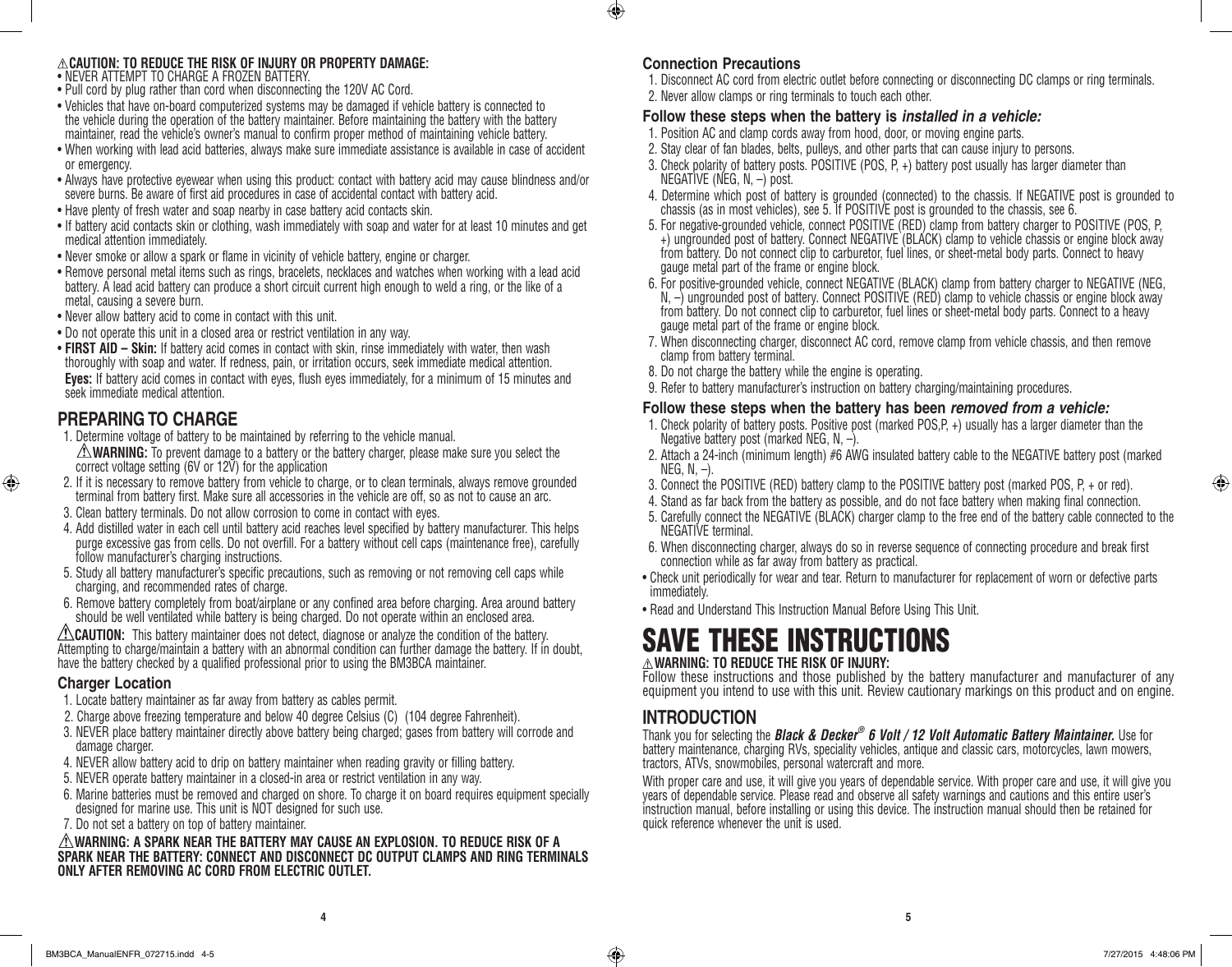⚠**CAUTION: TO REDUCE THE RISK OF INJURY OR PROPERTY DAMAGE:**

- NEVER ATTEMPT TO CHARGE A FROZEN BATTERY.
- Pull cord by plug rather than cord when disconnecting the 120V AC Cord.
- Vehicles that have on-board computerized systems may be damaged if vehicle battery is connected to the vehicle during the operation of the battery maintainer. Before maintaining the battery with the battery maintainer, read the vehicle's owner's manual to confirm proper method of maintaining vehicle battery.
- When working with lead acid batteries, always make sure immediate assistance is available in case of accident or emergency.
- Always have protective eyewear when using this product: contact with battery acid may cause blindness and/or severe burns. Be aware of first aid procedures in case of accidental contact with battery acid.
- Have plenty of fresh water and soap nearby in case battery acid contacts skin.
- If battery acid contacts skin or clothing, wash immediately with soap and water for at least 10 minutes and get medical attention immediately.
- Never smoke or allow a spark or flame in vicinity of vehicle battery, engine or charger.
- Remove personal metal items such as rings, bracelets, necklaces and watches when working with a lead acid battery. A lead acid battery can produce a short circuit current high enough to weld a ring, or the like of a metal, causing a severe burn.
- Never allow battery acid to come in contact with this unit.
- Do not operate this unit in a closed area or restrict ventilation in any way.
- **FIRST AID – Skin:** If battery acid comes in contact with skin, rinse immediately with water, then wash thoroughly with soap and water. If redness, pain, or irritation occurs, seek immediate medical attention. **Eyes:** If battery acid comes in contact with eyes, flush eyes immediately, for a minimum of 15 minutes and seek immediate medical attention.

## PREPARING TO CHARGE

1. Determine voltage of battery to be maintained by referring to the vehicle manual.
   ⚠**WARNING:** To prevent damage to a battery or the battery charger, please make sure you select the correct voltage setting (6V or 12V) for the application
2. If it is necessary to remove battery from vehicle to charge, or to clean terminals, always remove grounded terminal from battery first. Make sure all accessories in the vehicle are off, so as not to cause an arc.
3. Clean battery terminals. Do not allow corrosion to come in contact with eyes.
4. Add distilled water in each cell until battery acid reaches level specified by battery manufacturer. This helps purge excessive gas from cells. Do not overfill. For a battery without cell caps (maintenance free), carefully follow manufacturer's charging instructions.
5. Study all battery manufacturer's specific precautions, such as removing or not removing cell caps while charging, and recommended rates of charge.
6. Remove battery completely from boat/airplane or any confined area before charging. Area around battery should be well ventilated while battery is being charged. Do not operate within an enclosed area.

⚠**CAUTION:** This battery maintainer does not detect, diagnose or analyze the condition of the battery. Attempting to charge/maintain a battery with an abnormal condition can further damage the battery. If in doubt, have the battery checked by a qualified professional prior to using the BM3BCA maintainer.

### Charger Location

1. Locate battery maintainer as far away from battery as cables permit.
2. Charge above freezing temperature and below 40 degree Celsius (C) (104 degree Fahrenheit).
3. NEVER place battery maintainer directly above battery being charged; gases from battery will corrode and damage charger.
4. NEVER allow battery acid to drip on battery maintainer when reading gravity or filling battery.
5. NEVER operate battery maintainer in a closed-in area or restrict ventilation in any way.
6. Marine batteries must be removed and charged on shore. To charge it on board requires equipment specially designed for marine use. This unit is NOT designed for such use.
7. Do not set a battery on top of battery maintainer.

⚠**WARNING: A SPARK NEAR THE BATTERY MAY CAUSE AN EXPLOSION. TO REDUCE RISK OF A SPARK NEAR THE BATTERY: CONNECT AND DISCONNECT DC OUTPUT CLAMPS AND RING TERMINALS ONLY AFTER REMOVING AC CORD FROM ELECTRIC OUTLET.**

### Connection Precautions

1. Disconnect AC cord from electric outlet before connecting or disconnecting DC clamps or ring terminals.
2. Never allow clamps or ring terminals to touch each other.

### Follow these steps when the battery is *installed in a vehicle:*

1. Position AC and clamp cords away from hood, door, or moving engine parts.
2. Stay clear of fan blades, belts, pulleys, and other parts that can cause injury to persons.
3. Check polarity of battery posts. POSITIVE (POS, P, +) battery post usually has larger diameter than NEGATIVE (NEG, N, –) post.
4. Determine which post of battery is grounded (connected) to the chassis. If NEGATIVE post is grounded to chassis (as in most vehicles), see 5. If POSITIVE post is grounded to the chassis, see 6.
5. For negative-grounded vehicle, connect POSITIVE (RED) clamp from battery charger to POSITIVE (POS, P, +) ungrounded post of battery. Connect NEGATIVE (BLACK) clamp to vehicle chassis or engine block away from battery. Do not connect clip to carburetor, fuel lines, or sheet-metal body parts. Connect to heavy gauge metal part of the frame or engine block.
6. For positive-grounded vehicle, connect NEGATIVE (BLACK) clamp from battery charger to NEGATIVE (NEG, N, –) ungrounded post of battery. Connect POSITIVE (RED) clamp to vehicle chassis or engine block away from battery. Do not connect clip to carburetor, fuel lines or sheet-metal body parts. Connect to a heavy gauge metal part of the frame or engine block.
7. When disconnecting charger, disconnect AC cord, remove clamp from vehicle chassis, and then remove clamp from battery terminal.
8. Do not charge the battery while the engine is operating.
9. Refer to battery manufacturer's instruction on battery charging/maintaining procedures.

### Follow these steps when the battery has been *removed from a vehicle:*

1. Check polarity of battery posts. Positive post (marked POS,P, +) usually has a larger diameter than the Negative battery post (marked NEG, N, –).
2. Attach a 24-inch (minimum length) #6 AWG insulated battery cable to the NEGATIVE battery post (marked NEG, N, –).
3. Connect the POSITIVE (RED) battery clamp to the POSITIVE battery post (marked POS, P, + or red).
4. Stand as far back from the battery as possible, and do not face battery when making final connection.
5. Carefully connect the NEGATIVE (BLACK) charger clamp to the free end of the battery cable connected to the NEGATIVE terminal.
6. When disconnecting charger, always do so in reverse sequence of connecting procedure and break first connection while as far away from battery as practical.

- Check unit periodically for wear and tear. Return to manufacturer for replacement of worn or defective parts immediately.
- Read and Understand This Instruction Manual Before Using This Unit.

# SAVE THESE INSTRUCTIONS

⚠**WARNING: TO REDUCE THE RISK OF INJURY:**

Follow these instructions and those published by the battery manufacturer and manufacturer of any equipment you intend to use with this unit. Review cautionary markings on this product and on engine.

## INTRODUCTION

Thank you for selecting the ***Black & Decker® 6 Volt / 12 Volt Automatic Battery Maintainer.*** Use for battery maintenance, charging RVs, speciality vehicles, antique and classic cars, motorcycles, lawn mowers, tractors, ATVs, snowmobiles, personal watercraft and more.

With proper care and use, it will give you years of dependable service. With proper care and use, it will give you years of dependable service. Please read and observe all safety warnings and cautions and this entire user's instruction manual, before installing or using this device. The instruction manual should then be retained for quick reference whenever the unit is used.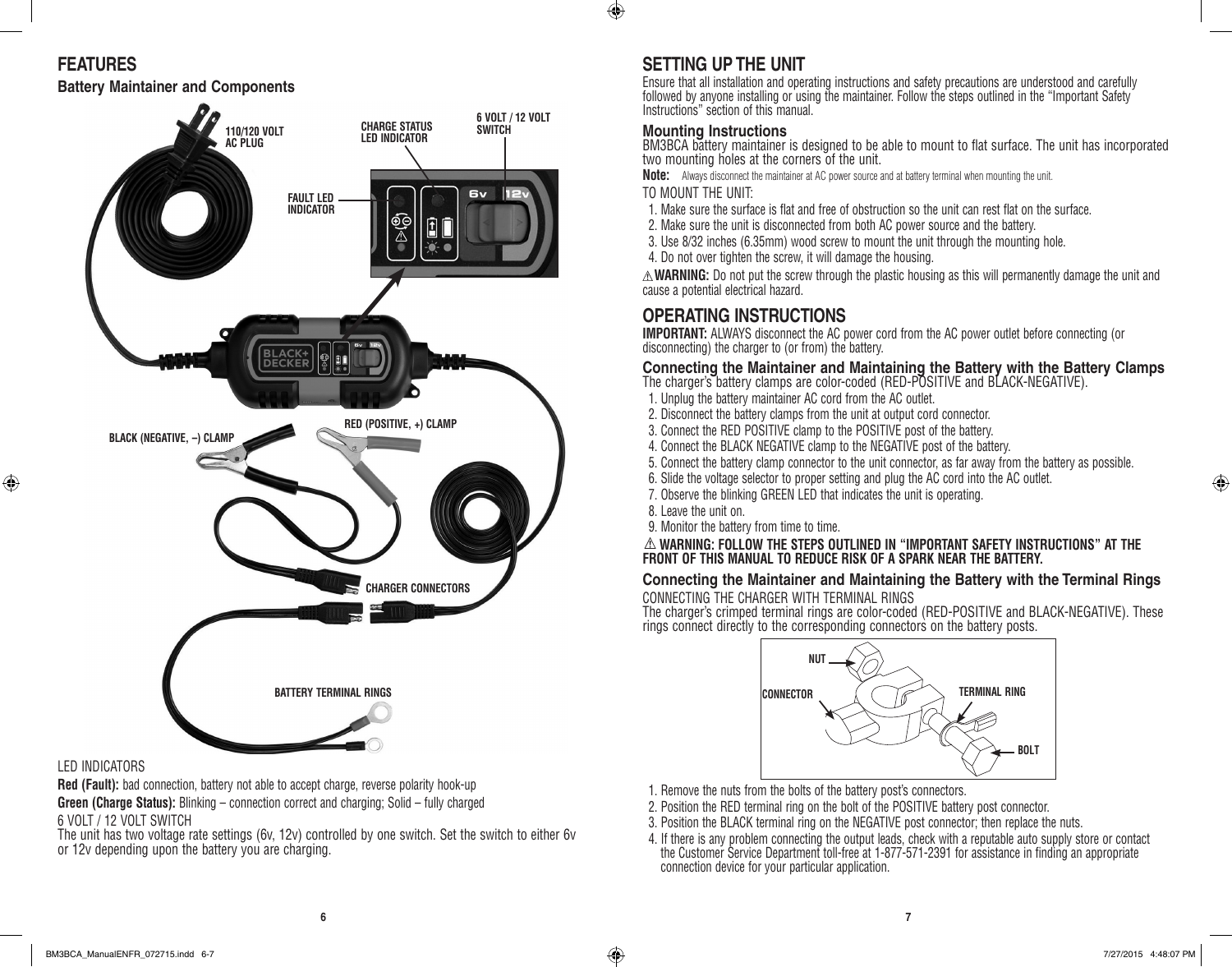## FEATURES

### Battery Maintainer and Components

110/120 VOLT AC PLUG

CHARGE STATUS LED INDICATOR

6 VOLT / 12 VOLT SWITCH

FAULT LED INDICATOR

BLACK (NEGATIVE, –) CLAMP

RED (POSITIVE, +) CLAMP

CHARGER CONNECTORS

BATTERY TERMINAL RINGS

LED INDICATORS

**Red (Fault):** bad connection, battery not able to accept charge, reverse polarity hook-up

**Green (Charge Status):** Blinking – connection correct and charging; Solid – fully charged

6 VOLT / 12 VOLT SWITCH

The unit has two voltage rate settings (6v, 12v) controlled by one switch. Set the switch to either 6v or 12v depending upon the battery you are charging.

## SETTING UP THE UNIT

Ensure that all installation and operating instructions and safety precautions are understood and carefully followed by anyone installing or using the maintainer. Follow the steps outlined in the "Important Safety Instructions" section of this manual.

### Mounting Instructions

BM3BCA battery maintainer is designed to be able to mount to flat surface. The unit has incorporated two mounting holes at the corners of the unit.

**Note:** Always disconnect the maintainer at AC power source and at battery terminal when mounting the unit.

TO MOUNT THE UNIT:

1. Make sure the surface is flat and free of obstruction so the unit can rest flat on the surface.
2. Make sure the unit is disconnected from both AC power source and the battery.
3. Use 8/32 inches (6.35mm) wood screw to mount the unit through the mounting hole.
4. Do not over tighten the screw, it will damage the housing.

⚠ **WARNING:** Do not put the screw through the plastic housing as this will permanently damage the unit and cause a potential electrical hazard.

## OPERATING INSTRUCTIONS

**IMPORTANT:** ALWAYS disconnect the AC power cord from the AC power outlet before connecting (or disconnecting) the charger to (or from) the battery.

### Connecting the Maintainer and Maintaining the Battery with the Battery Clamps

The charger's battery clamps are color-coded (RED-POSITIVE and BLACK-NEGATIVE).

1. Unplug the battery maintainer AC cord from the AC outlet.
2. Disconnect the battery clamps from the unit at output cord connector.
3. Connect the RED POSITIVE clamp to the POSITIVE post of the battery.
4. Connect the BLACK NEGATIVE clamp to the NEGATIVE post of the battery.
5. Connect the battery clamp connector to the unit connector, as far away from the battery as possible.
6. Slide the voltage selector to proper setting and plug the AC cord into the AC outlet.
7. Observe the blinking GREEN LED that indicates the unit is operating.
8. Leave the unit on.
9. Monitor the battery from time to time.

⚠ **WARNING: FOLLOW THE STEPS OUTLINED IN "IMPORTANT SAFETY INSTRUCTIONS" AT THE FRONT OF THIS MANUAL TO REDUCE RISK OF A SPARK NEAR THE BATTERY.**

### Connecting the Maintainer and Maintaining the Battery with the Terminal Rings

CONNECTING THE CHARGER WITH TERMINAL RINGS

The charger's crimped terminal rings are color-coded (RED-POSITIVE and BLACK-NEGATIVE). These rings connect directly to the corresponding connectors on the battery posts.

NUT

CONNECTOR

TERMINAL RING

BOLT

1. Remove the nuts from the bolts of the battery post's connectors.
2. Position the RED terminal ring on the bolt of the POSITIVE battery post connector.
3. Position the BLACK terminal ring on the NEGATIVE post connector; then replace the nuts.
4. If there is any problem connecting the output leads, check with a reputable auto supply store or contact the Customer Service Department toll-free at 1-877-571-2391 for assistance in finding an appropriate connection device for your particular application.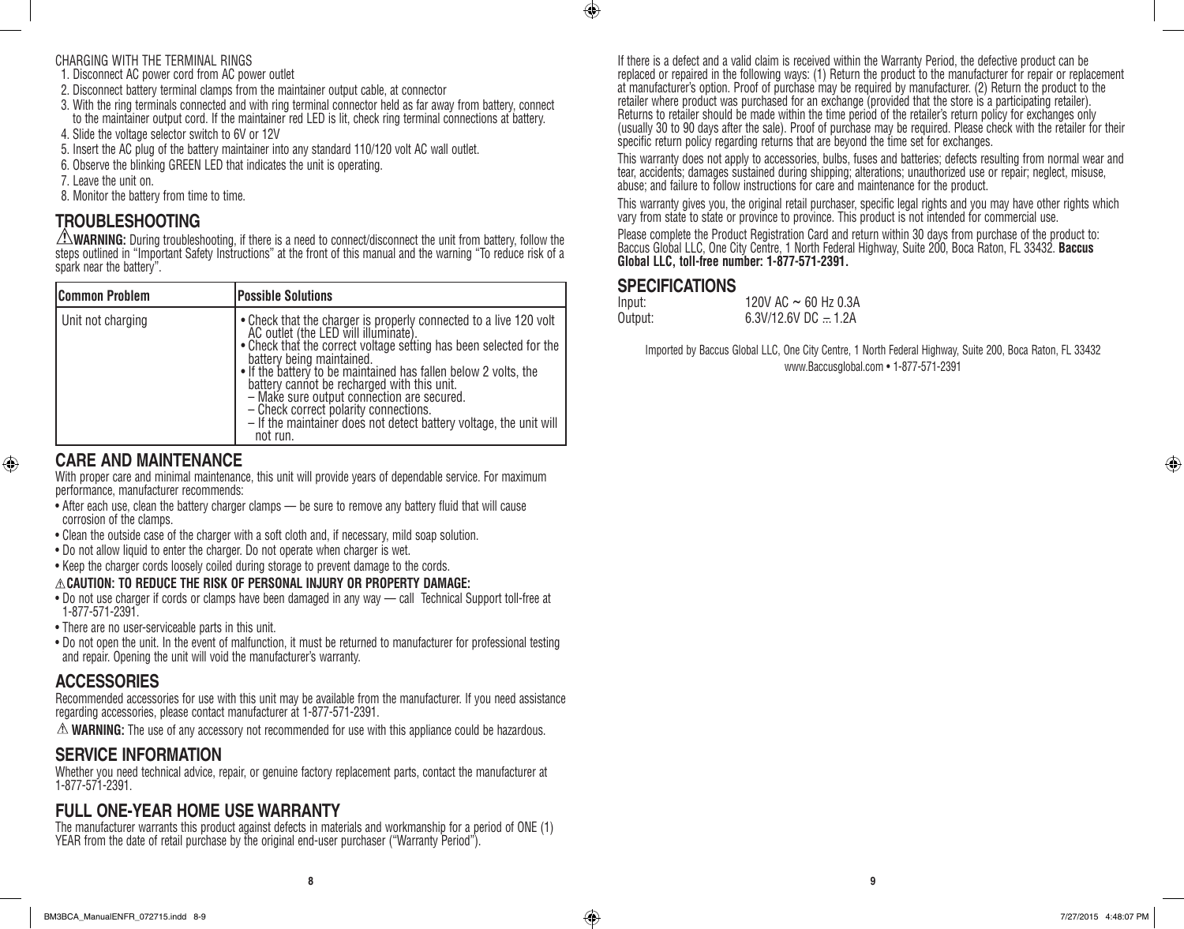CHARGING WITH THE TERMINAL RINGS

1. Disconnect AC power cord from AC power outlet
2. Disconnect battery terminal clamps from the maintainer output cable, at connector
3. With the ring terminals connected and with ring terminal connector held as far away from battery, connect to the maintainer output cord. If the maintainer red LED is lit, check ring terminal connections at battery.
4. Slide the voltage selector switch to 6V or 12V
5. Insert the AC plug of the battery maintainer into any standard 110/120 volt AC wall outlet.
6. Observe the blinking GREEN LED that indicates the unit is operating.
7. Leave the unit on.
8. Monitor the battery from time to time.

## TROUBLESHOOTING

⚠**WARNING:** During troubleshooting, if there is a need to connect/disconnect the unit from battery, follow the steps outlined in "Important Safety Instructions" at the front of this manual and the warning "To reduce risk of a spark near the battery".

| Common Problem | Possible Solutions |
|---|---|
| Unit not charging | • Check that the charger is properly connected to a live 120 volt AC outlet (the LED will illuminate).<br>• Check that the correct voltage setting has been selected for the battery being maintained.<br>• If the battery to be maintained has fallen below 2 volts, the battery cannot be recharged with this unit.<br>– Make sure output connection are secured.<br>– Check correct polarity connections.<br>– If the maintainer does not detect battery voltage, the unit will not run. |

## CARE AND MAINTENANCE

With proper care and minimal maintenance, this unit will provide years of dependable service. For maximum performance, manufacturer recommends:

- After each use, clean the battery charger clamps — be sure to remove any battery fluid that will cause corrosion of the clamps.
- Clean the outside case of the charger with a soft cloth and, if necessary, mild soap solution.
- Do not allow liquid to enter the charger. Do not operate when charger is wet.
- Keep the charger cords loosely coiled during storage to prevent damage to the cords.

⚠**CAUTION: TO REDUCE THE RISK OF PERSONAL INJURY OR PROPERTY DAMAGE:**

- Do not use charger if cords or clamps have been damaged in any way — call Technical Support toll-free at 1-877-571-2391.
- There are no user-serviceable parts in this unit.
- Do not open the unit. In the event of malfunction, it must be returned to manufacturer for professional testing and repair. Opening the unit will void the manufacturer's warranty.

## ACCESSORIES

Recommended accessories for use with this unit may be available from the manufacturer. If you need assistance regarding accessories, please contact manufacturer at 1-877-571-2391.

⚠ **WARNING:** The use of any accessory not recommended for use with this appliance could be hazardous.

## SERVICE INFORMATION

Whether you need technical advice, repair, or genuine factory replacement parts, contact the manufacturer at 1-877-571-2391.

## FULL ONE-YEAR HOME USE WARRANTY

The manufacturer warrants this product against defects in materials and workmanship for a period of ONE (1) YEAR from the date of retail purchase by the original end-user purchaser ("Warranty Period").

If there is a defect and a valid claim is received within the Warranty Period, the defective product can be replaced or repaired in the following ways: (1) Return the product to the manufacturer for repair or replacement at manufacturer's option. Proof of purchase may be required by manufacturer. (2) Return the product to the retailer where product was purchased for an exchange (provided that the store is a participating retailer). Returns to retailer should be made within the time period of the retailer's return policy for exchanges only (usually 30 to 90 days after the sale). Proof of purchase may be required. Please check with the retailer for their specific return policy regarding returns that are beyond the time set for exchanges.

This warranty does not apply to accessories, bulbs, fuses and batteries; defects resulting from normal wear and tear, accidents; damages sustained during shipping; alterations; unauthorized use or repair; neglect, misuse, abuse; and failure to follow instructions for care and maintenance for the product.

This warranty gives you, the original retail purchaser, specific legal rights and you may have other rights which vary from state to state or province to province. This product is not intended for commercial use.

Please complete the Product Registration Card and return within 30 days from purchase of the product to: Baccus Global LLC, One City Centre, 1 North Federal Highway, Suite 200, Boca Raton, FL 33432. **Baccus Global LLC, toll-free number: 1-877-571-2391.**

## SPECIFICATIONS

| | |
|---|---|
| Input: | 120V AC ~ 60 Hz 0.3A |
| Output: | 6.3V/12.6V DC ⎓ 1.2A |

Imported by Baccus Global LLC, One City Centre, 1 North Federal Highway, Suite 200, Boca Raton, FL 33432
www.Baccusglobal.com • 1-877-571-2391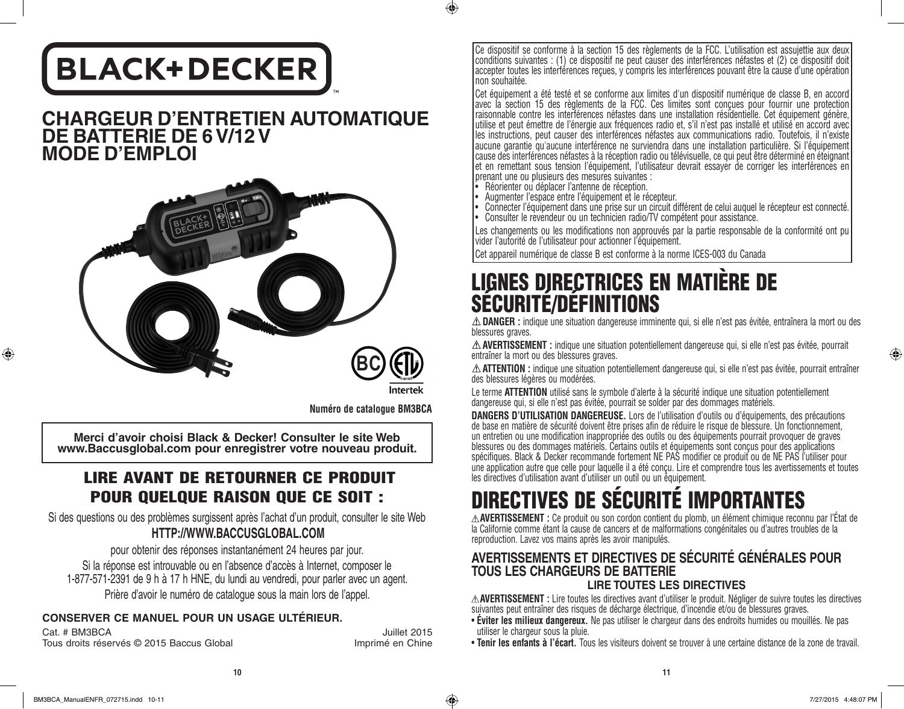# BLACK+DECKER

## CHARGEUR D'ENTRETIEN AUTOMATIQUE DE BATTERIE DE 6 V/12 V MODE D'EMPLOI

**Numéro de catalogue BM3BCA**

**Merci d'avoir choisi Black & Decker! Consulter le site Web www.Baccusglobal.com pour enregistrer votre nouveau produit.**

## LIRE AVANT DE RETOURNER CE PRODUIT POUR QUELQUE RAISON QUE CE SOIT :

Si des questions ou des problèmes surgissent après l'achat d'un produit, consulter le site Web

**HTTP://WWW.BACCUSGLOBAL.COM**

pour obtenir des réponses instantanément 24 heures par jour.

Si la réponse est introuvable ou en l'absence d'accès à Internet, composer le 1-877-571-2391 de 9 h à 17 h HNE, du lundi au vendredi, pour parler avec un agent.

Prière d'avoir le numéro de catalogue sous la main lors de l'appel.

**CONSERVER CE MANUEL POUR UN USAGE ULTÉRIEUR.**

Cat. # BM3BCA — Juillet 2015

Tous droits réservés © 2015 Baccus Global — Imprimé en Chine

Ce dispositif se conforme à la section 15 des règlements de la FCC. L'utilisation est assujettie aux deux conditions suivantes : (1) ce dispositif ne peut causer des interférences néfastes et (2) ce dispositif doit accepter toutes les interférences reçues, y compris les interférences pouvant être la cause d'une opération non souhaitée.

Cet équipement a été testé et se conforme aux limites d'un dispositif numérique de classe B, en accord avec la section 15 des règlements de la FCC. Ces limites sont conçues pour fournir une protection raisonnable contre les interférences néfastes dans une installation résidentielle. Cet équipement génère, utilise et peut émettre de l'énergie aux fréquences radio et, s'il n'est pas installé et utilisé en accord avec les instructions, peut causer des interférences néfastes aux communications radio. Toutefois, il n'existe aucune garantie qu'aucune interférence ne surviendra dans une installation particulière. Si l'équipement cause des interférences néfastes à la réception radio ou télévisuelle, ce qui peut être déterminé en éteignant et en remettant sous tension l'équipement, l'utilisateur devrait essayer de corriger les interférences en prenant une ou plusieurs des mesures suivantes :

- Réorienter ou déplacer l'antenne de réception.
- Augmenter l'espace entre l'équipement et le récepteur.
- Connecter l'équipement dans une prise sur un circuit différent de celui auquel le récepteur est connecté.
- Consulter le revendeur ou un technicien radio/TV compétent pour assistance.

Les changements ou les modifications non approuvés par la partie responsable de la conformité ont pu vider l'autorité de l'utilisateur pour actionner l'équipement.

Cet appareil numérique de classe B est conforme à la norme ICES-003 du Canada

# LIGNES DIRECTRICES EN MATIÈRE DE SÉCURITÉ/DÉFINITIONS

⚠ **DANGER :** indique une situation dangereuse imminente qui, si elle n'est pas évitée, entraînera la mort ou des blessures graves.

⚠ **AVERTISSEMENT :** indique une situation potentiellement dangereuse qui, si elle n'est pas évitée, pourrait entraîner la mort ou des blessures graves.

⚠ **ATTENTION :** indique une situation potentiellement dangereuse qui, si elle n'est pas évitée, pourrait entraîner des blessures légères ou modérées.

Le terme **ATTENTION** utilisé sans le symbole d'alerte à la sécurité indique une situation potentiellement dangereuse qui, si elle n'est pas évitée, pourrait se solder par des dommages matériels.

**DANGERS D'UTILISATION DANGEREUSE.** Lors de l'utilisation d'outils ou d'équipements, des précautions de base en matière de sécurité doivent être prises afin de réduire le risque de blessure. Un fonctionnement, un entretien ou une modification inappropriée des outils ou des équipements pourrait provoquer de graves blessures ou des dommages matériels. Certains outils et équipements sont conçus pour des applications spécifiques. Black & Decker recommande fortement NE PAS modifier ce produit ou de NE PAS l'utiliser pour une application autre que celle pour laquelle il a été conçu. Lire et comprendre tous les avertissements et toutes les directives d'utilisation avant d'utiliser un outil ou un équipement.

# DIRECTIVES DE SÉCURITÉ IMPORTANTES

⚠ **AVERTISSEMENT :** Ce produit ou son cordon contient du plomb, un élément chimique reconnu par l'État de la Californie comme étant la cause de cancers et de malformations congénitales ou d'autres troubles de la reproduction. Lavez vos mains après les avoir manipulés.

### AVERTISSEMENTS ET DIRECTIVES DE SÉCURITÉ GÉNÉRALES POUR TOUS LES CHARGEURS DE BATTERIE

**LIRE TOUTES LES DIRECTIVES**

⚠ **AVERTISSEMENT :** Lire toutes les directives avant d'utiliser le produit. Négliger de suivre toutes les directives suivantes peut entraîner des risques de décharge électrique, d'incendie et/ou de blessures graves.

- **Éviter les milieux dangereux.** Ne pas utiliser le chargeur dans des endroits humides ou mouillés. Ne pas utiliser le chargeur sous la pluie.
- **Tenir les enfants à l'écart.** Tous les visiteurs doivent se trouver à une certaine distance de la zone de travail.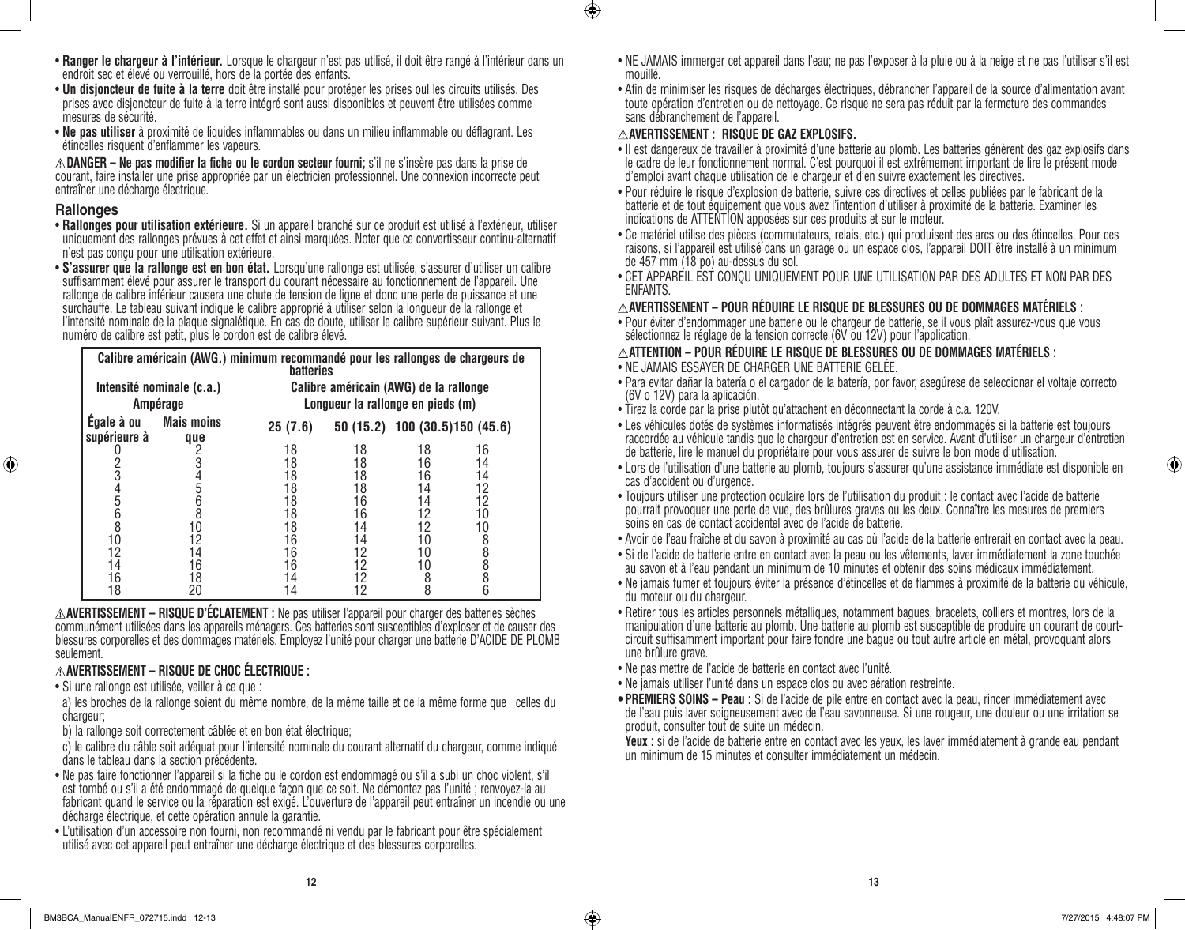- **Ranger le chargeur à l'intérieur.** Lorsque le chargeur n'est pas utilisé, il doit être rangé à l'intérieur dans un endroit sec et élevé ou verrouillé, hors de la portée des enfants.
- **Un disjoncteur de fuite à la terre** doit être installé pour protéger les prises oul les circuits utilisés. Des prises avec disjoncteur de fuite à la terre intégré sont aussi disponibles et peuvent être utilisées comme mesures de sécurité.
- **Ne pas utiliser** à proximité de liquides inflammables ou dans un milieu inflammable ou déflagrant. Les étincelles risquent d'enflammer les vapeurs.

⚠**DANGER – Ne pas modifier la fiche ou le cordon secteur fourni;** s'il ne s'insère pas dans la prise de courant, faire installer une prise appropriée par un électricien professionnel. Une connexion incorrecte peut entraîner une décharge électrique.

## Rallonges

- **Rallonges pour utilisation extérieure.** Si un appareil branché sur ce produit est utilisé à l'extérieur, utiliser uniquement des rallonges prévues à cet effet et ainsi marquées. Noter que ce convertisseur continu-alternatif n'est pas conçu pour une utilisation extérieure.
- **S'assurer que la rallonge est en bon état.** Lorsqu'une rallonge est utilisée, s'assurer d'utiliser un calibre suffisamment élevé pour assurer le transport du courant nécessaire au fonctionnement de l'appareil. Une rallonge de calibre inférieur causera une chute de tension de ligne et donc une perte de puissance et une surchauffe. Le tableau suivant indique le calibre approprié à utiliser selon la longueur de la rallonge et l'intensité nominale de la plaque signalétique. En cas de doute, utiliser le calibre supérieur suivant. Plus le numéro de calibre est petit, plus le cordon est de calibre élevé.

| Calibre américain (AWG.) minimum recommandé pour les rallonges de chargeurs de batteries | | | | | |
|---|---|---|---|---|---|
| Intensité nominale (c.a.) Ampérage | | Calibre américain (AWG) de la rallonge Longueur la rallonge en pieds (m) | | | |
| Égale à ou supérieure à | Mais moins que | 25 (7.6) | 50 (15.2) | 100 (30.5) | 150 (45.6) |
| 0 | 2 | 18 | 18 | 18 | 16 |
| 2 | 3 | 18 | 18 | 16 | 14 |
| 3 | 4 | 18 | 18 | 16 | 14 |
| 4 | 5 | 18 | 18 | 14 | 12 |
| 5 | 6 | 18 | 16 | 14 | 12 |
| 6 | 8 | 18 | 16 | 12 | 10 |
| 8 | 10 | 18 | 14 | 12 | 10 |
| 10 | 12 | 16 | 14 | 10 | 8 |
| 12 | 14 | 16 | 12 | 10 | 8 |
| 14 | 16 | 16 | 12 | 10 | 8 |
| 16 | 18 | 14 | 12 | 8 | 8 |
| 18 | 20 | 14 | 12 | 8 | 6 |

⚠**AVERTISSEMENT – RISQUE D'ÉCLATEMENT :** Ne pas utiliser l'appareil pour charger des batteries sèches communément utilisées dans les appareils ménagers. Ces batteries sont susceptibles d'exploser et de causer des blessures corporelles et des dommages matériels. Employez l'unité pour charger une batterie D'ACIDE DE PLOMB seulement.

### ⚠AVERTISSEMENT – RISQUE DE CHOC ÉLECTRIQUE :

- Si une rallonge est utilisée, veiller à ce que :

  a) les broches de la rallonge soient du même nombre, de la même taille et de la même forme que celles du chargeur;

  b) la rallonge soit correctement câblée et en bon état électrique;

  c) le calibre du câble soit adéquat pour l'intensité nominale du courant alternatif du chargeur, comme indiqué dans le tableau dans la section précédente.
- Ne pas faire fonctionner l'appareil si la fiche ou le cordon est endommagé ou s'il a subi un choc violent, s'il est tombé ou s'il a été endommagé de quelque façon que ce soit. Ne démontez pas l'unité ; renvoyez-la au fabricant quand le service ou la réparation est exigé. L'ouverture de l'appareil peut entraîner un incendie ou une décharge électrique, et cette opération annule la garantie.
- L'utilisation d'un accessoire non fourni, non recommandé ni vendu par le fabricant pour être spécialement utilisé avec cet appareil peut entraîner une décharge électrique et des blessures corporelles.
- NE JAMAIS immerger cet appareil dans l'eau; ne pas l'exposer à la pluie ou à la neige et ne pas l'utiliser s'il est mouillé.
- Afin de minimiser les risques de décharges électriques, débrancher l'appareil de la source d'alimentation avant toute opération d'entretien ou de nettoyage. Ce risque ne sera pas réduit par la fermeture des commandes sans débranchement de l'appareil.

### ⚠AVERTISSEMENT : RISQUE DE GAZ EXPLOSIFS.

- Il est dangereux de travailler à proximité d'une batterie au plomb. Les batteries génèrent des gaz explosifs dans le cadre de leur fonctionnement normal. C'est pourquoi il est extrêmement important de lire le présent mode d'emploi avant chaque utilisation de le chargeur et d'en suivre exactement les directives.
- Pour réduire le risque d'explosion de batterie, suivre ces directives et celles publiées par le fabricant de la batterie et de tout équipement que vous avez l'intention d'utiliser à proximité de la batterie. Examiner les indications de ATTENTION apposées sur ces produits et sur le moteur.
- Ce matériel utilise des pièces (commutateurs, relais, etc.) qui produisent des arcs ou des étincelles. Pour ces raisons, si l'appareil est utilisé dans un garage ou un espace clos, l'appareil DOIT être installé à un minimum de 457 mm (18 po) au-dessus du sol.
- CET APPAREIL EST CONÇU UNIQUEMENT POUR UNE UTILISATION PAR DES ADULTES ET NON PAR DES ENFANTS.

### ⚠AVERTISSEMENT – POUR RÉDUIRE LE RISQUE DE BLESSURES OU DE DOMMAGES MATÉRIELS :

- Pour éviter d'endommager une batterie ou le chargeur de batterie, se il vous plaît assurez-vous que vous sélectionnez le réglage de la tension correcte (6V ou 12V) pour l'application.

### ⚠ATTENTION – POUR RÉDUIRE LE RISQUE DE BLESSURES OU DE DOMMAGES MATÉRIELS :

- NE JAMAIS ESSAYER DE CHARGER UNE BATTERIE GELÉE.
- Para evitar dañar la batería o el cargador de la batería, por favor, asegúrese de seleccionar el voltaje correcto (6V o 12V) para la aplicación.
- Tirez la corde par la prise plutôt qu'attachent en déconnectant la corde à c.a. 120V.
- Les véhicules dotés de systèmes informatisés intégrés peuvent être endommagés si la batterie est toujours raccordée au véhicule tandis que le chargeur d'entretien est en service. Avant d'utiliser un chargeur d'entretien de batterie, lire le manuel du propriétaire pour vous assurer de suivre le bon mode d'utilisation.
- Lors de l'utilisation d'une batterie au plomb, toujours s'assurer qu'une assistance immédiate est disponible en cas d'accident ou d'urgence.
- Toujours utiliser une protection oculaire lors de l'utilisation du produit : le contact avec l'acide de batterie pourrait provoquer une perte de vue, des brûlures graves ou les deux. Connaître les mesures de premiers soins en cas de contact accidentel avec de l'acide de batterie.
- Avoir de l'eau fraîche et du savon à proximité au cas où l'acide de la batterie entrerait en contact avec la peau.
- Si de l'acide de batterie entre en contact avec la peau ou les vêtements, laver immédiatement la zone touchée au savon et à l'eau pendant un minimum de 10 minutes et obtenir des soins médicaux immédiatement.
- Ne jamais fumer et toujours éviter la présence d'étincelles et de flammes à proximité de la batterie du véhicule, du moteur ou du chargeur.
- Retirer tous les articles personnels métalliques, notamment bagues, bracelets, colliers et montres, lors de la manipulation d'une batterie au plomb. Une batterie au plomb est susceptible de produire un courant de court-circuit suffisamment important pour faire fondre une bague ou tout autre article en métal, provoquant alors une brûlure grave.
- Ne pas mettre de l'acide de batterie en contact avec l'unité.
- Ne jamais utiliser l'unité dans un espace clos ou avec aération restreinte.
- **PREMIERS SOINS – Peau :** Si de l'acide de pile entre en contact avec la peau, rincer immédiatement avec de l'eau puis laver soigneusement avec de l'eau savonneuse. Si une rougeur, une douleur ou une irritation se produit, consulter tout de suite un médecin.

  **Yeux :** si de l'acide de batterie entre en contact avec les yeux, les laver immédiatement à grande eau pendant un minimum de 15 minutes et consulter immédiatement un médecin.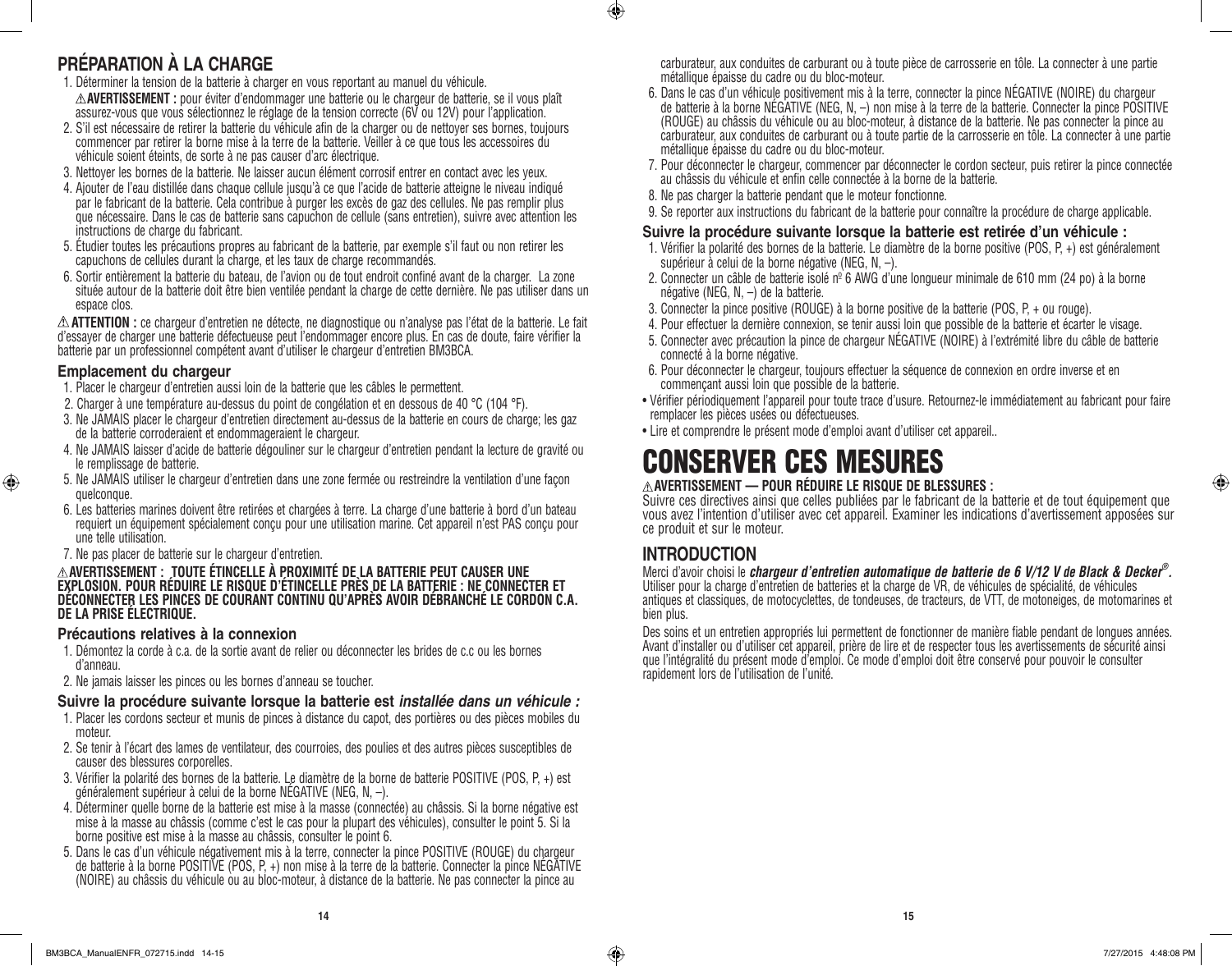## PRÉPARATION À LA CHARGE

1. Déterminer la tension de la batterie à charger en vous reportant au manuel du véhicule.
   ⚠**AVERTISSEMENT :** pour éviter d'endommager une batterie ou le chargeur de batterie, se il vous plaît assurez-vous que vous sélectionnez le réglage de la tension correcte (6V ou 12V) pour l'application.
2. S'il est nécessaire de retirer la batterie du véhicule afin de la charger ou de nettoyer ses bornes, toujours commencer par retirer la borne mise à la terre de la batterie. Veiller à ce que tous les accessoires du véhicule soient éteints, de sorte à ne pas causer d'arc électrique.
3. Nettoyer les bornes de la batterie. Ne laisser aucun élément corrosif entrer en contact avec les yeux.
4. Ajouter de l'eau distillée dans chaque cellule jusqu'à ce que l'acide de batterie atteigne le niveau indiqué par le fabricant de la batterie. Cela contribue à purger les excès de gaz des cellules. Ne pas remplir plus que nécessaire. Dans le cas de batterie sans capuchon de cellule (sans entretien), suivre avec attention les instructions de charge du fabricant.
5. Étudier toutes les précautions propres au fabricant de la batterie, par exemple s'il faut ou non retirer les capuchons de cellules durant la charge, et les taux de charge recommandés.
6. Sortir entièrement la batterie du bateau, de l'avion ou de tout endroit confiné avant de la charger. La zone située autour de la batterie doit être bien ventilée pendant la charge de cette dernière. Ne pas utiliser dans un espace clos.

⚠ **ATTENTION :** ce chargeur d'entretien ne détecte, ne diagnostique ou n'analyse pas l'état de la batterie. Le fait d'essayer de charger une batterie défectueuse peut l'endommager encore plus. En cas de doute, faire vérifier la batterie par un professionnel compétent avant d'utiliser le chargeur d'entretien BM3BCA.

### Emplacement du chargeur

1. Placer le chargeur d'entretien aussi loin de la batterie que les câbles le permettent.
2. Charger à une température au-dessus du point de congélation et en dessous de 40 °C (104 °F).
3. Ne JAMAIS placer le chargeur d'entretien directement au-dessus de la batterie en cours de charge; les gaz de la batterie corroderaient et endommageraient le chargeur.
4. Ne JAMAIS laisser d'acide de batterie dégouliner sur le chargeur d'entretien pendant la lecture de gravité ou le remplissage de batterie.
5. Ne JAMAIS utiliser le chargeur d'entretien dans une zone fermée ou restreindre la ventilation d'une façon quelconque.
6. Les batteries marines doivent être retirées et chargées à terre. La charge d'une batterie à bord d'un bateau requiert un équipement spécialement conçu pour une utilisation marine. Cet appareil n'est PAS conçu pour une telle utilisation.
7. Ne pas placer de batterie sur le chargeur d'entretien.

⚠**AVERTISSEMENT : TOUTE ÉTINCELLE À PROXIMITÉ DE LA BATTERIE PEUT CAUSER UNE EXPLOSION. POUR RÉDUIRE LE RISQUE D'ÉTINCELLE PRÈS DE LA BATTERIE : NE CONNECTER ET DÉCONNECTER LES PINCES DE COURANT CONTINU QU'APRÈS AVOIR DÉBRANCHÉ LE CORDON C.A. DE LA PRISE ÉLECTRIQUE.**

### Précautions relatives à la connexion

1. Démontez la corde à c.a. de la sortie avant de relier ou déconnecter les brides de c.c ou les bornes d'anneau.
2. Ne jamais laisser les pinces ou les bornes d'anneau se toucher.

### Suivre la procédure suivante lorsque la batterie est *installée dans un véhicule :*

1. Placer les cordons secteur et munis de pinces à distance du capot, des portières ou des pièces mobiles du moteur.
2. Se tenir à l'écart des lames de ventilateur, des courroies, des poulies et des autres pièces susceptibles de causer des blessures corporelles.
3. Vérifier la polarité des bornes de la batterie. Le diamètre de la borne de batterie POSITIVE (POS, P, +) est généralement supérieur à celui de la borne NÉGATIVE (NEG, N, –).
4. Déterminer quelle borne de la batterie est mise à la masse (connectée) au châssis. Si la borne négative est mise à la masse au châssis (comme c'est le cas pour la plupart des véhicules), consulter le point 5. Si la borne positive est mise à la masse au châssis, consulter le point 6.
5. Dans le cas d'un véhicule négativement mis à la terre, connecter la pince POSITIVE (ROUGE) du chargeur de batterie à la borne POSITIVE (POS, P, +) non mise à la terre de la batterie. Connecter la pince NÉGATIVE (NOIRE) au châssis du véhicule ou au bloc-moteur, à distance de la batterie. Ne pas connecter la pince au carburateur, aux conduites de carburant ou à toute pièce de carrosserie en tôle. La connecter à une partie métallique épaisse du cadre ou du bloc-moteur.
6. Dans le cas d'un véhicule positivement mis à la terre, connecter la pince NÉGATIVE (NOIRE) du chargeur de batterie à la borne NÉGATIVE (NEG, N, –) non mise à la terre de la batterie. Connecter la pince POSITIVE (ROUGE) au châssis du véhicule ou au bloc-moteur, à distance de la batterie. Ne pas connecter la pince au carburateur, aux conduites de carburant ou à toute partie de la carrosserie en tôle. La connecter à une partie métallique épaisse du cadre ou du bloc-moteur.
7. Pour déconnecter le chargeur, commencer par déconnecter le cordon secteur, puis retirer la pince connectée au châssis du véhicule et enfin celle connectée à la borne de la batterie.
8. Ne pas charger la batterie pendant que le moteur fonctionne.
9. Se reporter aux instructions du fabricant de la batterie pour connaître la procédure de charge applicable.

### Suivre la procédure suivante lorsque la batterie est retirée d'un véhicule :

1. Vérifier la polarité des bornes de la batterie. Le diamètre de la borne positive (POS, P, +) est généralement supérieur à celui de la borne négative (NEG, N, –).
2. Connecter un câble de batterie isolé n° 6 AWG d'une longueur minimale de 610 mm (24 po) à la borne négative (NEG, N, –) de la batterie.
3. Connecter la pince positive (ROUGE) à la borne positive de la batterie (POS, P, + ou rouge).
4. Pour effectuer la dernière connexion, se tenir aussi loin que possible de la batterie et écarter le visage.
5. Connecter avec précaution la pince de chargeur NÉGATIVE (NOIRE) à l'extrémité libre du câble de batterie connecté à la borne négative.
6. Pour déconnecter le chargeur, toujours effectuer la séquence de connexion en ordre inverse et en commençant aussi loin que possible de la batterie.

- Vérifier périodiquement l'appareil pour toute trace d'usure. Retournez-le immédiatement au fabricant pour faire remplacer les pièces usées ou défectueuses.
- Lire et comprendre le présent mode d'emploi avant d'utiliser cet appareil..

# CONSERVER CES MESURES

⚠**AVERTISSEMENT — POUR RÉDUIRE LE RISQUE DE BLESSURES :**
Suivre ces directives ainsi que celles publiées par le fabricant de la batterie et de tout équipement que vous avez l'intention d'utiliser avec cet appareil. Examiner les indications d'avertissement apposées sur ce produit et sur le moteur.

## INTRODUCTION

Merci d'avoir choisi le ***chargeur d'entretien automatique de batterie de 6 V/12 V de Black & Decker®***. Utiliser pour la charge d'entretien de batteries et la charge de VR, de véhicules de spécialité, de véhicules antiques et classiques, de motocyclettes, de tondeuses, de tracteurs, de VTT, de motoneiges, de motomarines et bien plus.

Des soins et un entretien appropriés lui permettent de fonctionner de manière fiable pendant de longues années. Avant d'installer ou d'utiliser cet appareil, prière de lire et de respecter tous les avertissements de sécurité ainsi que l'intégralité du présent mode d'emploi. Ce mode d'emploi doit être conservé pour pouvoir le consulter rapidement lors de l'utilisation de l'unité.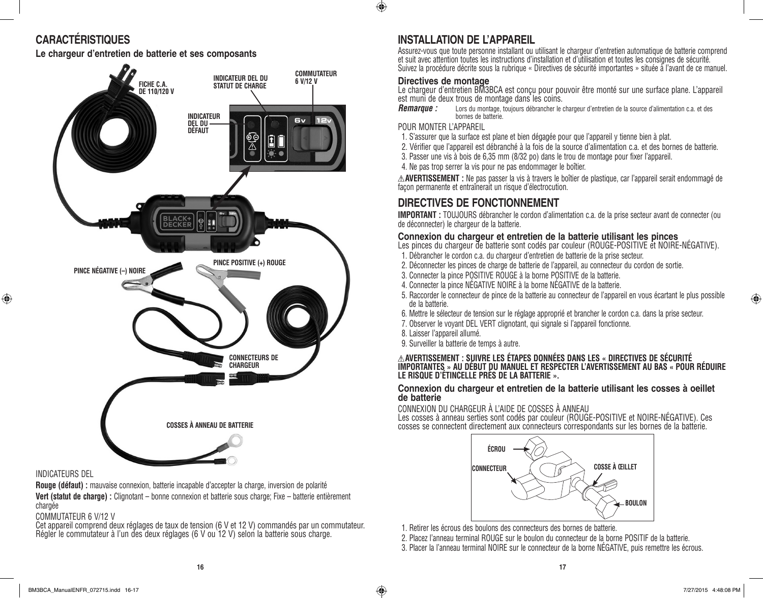## CARACTÉRISTIQUES

**Le chargeur d'entretien de batterie et ses composants**

FICHE C.A. DE 110/120 V

INDICATEUR DEL DU STATUT DE CHARGE

COMMUTATEUR 6 V/12 V

INDICATEUR DEL DU DÉFAUT

PINCE NÉGATIVE (–) NOIRE

PINCE POSITIVE (+) ROUGE

CONNECTEURS DE CHARGEUR

COSSES À ANNEAU DE BATTERIE

INDICATEURS DEL

**Rouge (défaut) :** mauvaise connexion, batterie incapable d'accepter la charge, inversion de polarité

**Vert (statut de charge) :** Clignotant – bonne connexion et batterie sous charge; Fixe – batterie entièrement chargée

COMMUTATEUR 6 V/12 V

Cet appareil comprend deux réglages de taux de tension (6 V et 12 V) commandés par un commutateur. Régler le commutateur à l'un des deux réglages (6 V ou 12 V) selon la batterie sous charge.

## INSTALLATION DE L'APPAREIL

Assurez-vous que toute personne installant ou utilisant le chargeur d'entretien automatique de batterie comprend et suit avec attention toutes les instructions d'installation et d'utilisation et toutes les consignes de sécurité. Suivez la procédure décrite sous la rubrique « Directives de sécurité importantes » située à l'avant de ce manuel.

### Directives de montage

Le chargeur d'entretien BM3BCA est conçu pour pouvoir être monté sur une surface plane. L'appareil est muni de deux trous de montage dans les coins.

***Remarque :*** Lors du montage, toujours débrancher le chargeur d'entretien de la source d'alimentation c.a. et des bornes de batterie.

POUR MONTER L'APPAREIL

1. S'assurer que la surface est plane et bien dégagée pour que l'appareil y tienne bien à plat.
2. Vérifier que l'appareil est débranché à la fois de la source d'alimentation c.a. et des bornes de batterie.
3. Passer une vis à bois de 6,35 mm (8/32 po) dans le trou de montage pour fixer l'appareil.
4. Ne pas trop serrer la vis pour ne pas endommager le boîtier.

⚠**AVERTISSEMENT :** Ne pas passer la vis à travers le boîtier de plastique, car l'appareil serait endommagé de façon permanente et entraînerait un risque d'électrocution.

## DIRECTIVES DE FONCTIONNEMENT

**IMPORTANT :** TOUJOURS débrancher le cordon d'alimentation c.a. de la prise secteur avant de connecter (ou de déconnecter) le chargeur de la batterie.

### Connexion du chargeur et entretien de la batterie utilisant les pinces

Les pinces du chargeur de batterie sont codés par couleur (ROUGE-POSITIVE et NOIRE-NÉGATIVE).

1. Débrancher le cordon c.a. du chargeur d'entretien de batterie de la prise secteur.
2. Déconnecter les pinces de charge de batterie de l'appareil, au connecteur du cordon de sortie.
3. Connecter la pince POSITIVE ROUGE à la borne POSITIVE de la batterie.
4. Connecter la pince NÉGATIVE NOIRE à la borne NÉGATIVE de la batterie.
5. Raccorder le connecteur de pince de la batterie au connecteur de l'appareil en vous écartant le plus possible de la batterie.
6. Mettre le sélecteur de tension sur le réglage approprié et brancher le cordon c.a. dans la prise secteur.
7. Observer le voyant DEL VERT clignotant, qui signale si l'appareil fonctionne.
8. Laisser l'appareil allumé.
9. Surveiller la batterie de temps à autre.

⚠**AVERTISSEMENT : SUIVRE LES ÉTAPES DONNÉES DANS LES « DIRECTIVES DE SÉCURITÉ IMPORTANTES » AU DÉBUT DU MANUEL ET RESPECTER L'AVERTISSEMENT AU BAS « POUR RÉDUIRE LE RISQUE D'ÉTINCELLE PRÈS DE LA BATTERIE ».**

### Connexion du chargeur et entretien de la batterie utilisant les cosses à oeillet de batterie

CONNEXION DU CHARGEUR À L'AIDE DE COSSES À ANNEAU

Les cosses à anneau serties sont codés par couleur (ROUGE-POSITIVE et NOIRE-NÉGATIVE). Ces cosses se connectent directement aux connecteurs correspondants sur les bornes de la batterie.

ÉCROU

CONNECTEUR

COSSE À ŒILLET

BOULON

1. Retirer les écrous des boulons des connecteurs des bornes de batterie.
2. Placez l'anneau terminal ROUGE sur le boulon du connecteur de la borne POSITIF de la batterie.
3. Placer la l'anneau terminal NOIRE sur le connecteur de la borne NÉGATIVE, puis remettre les écrous.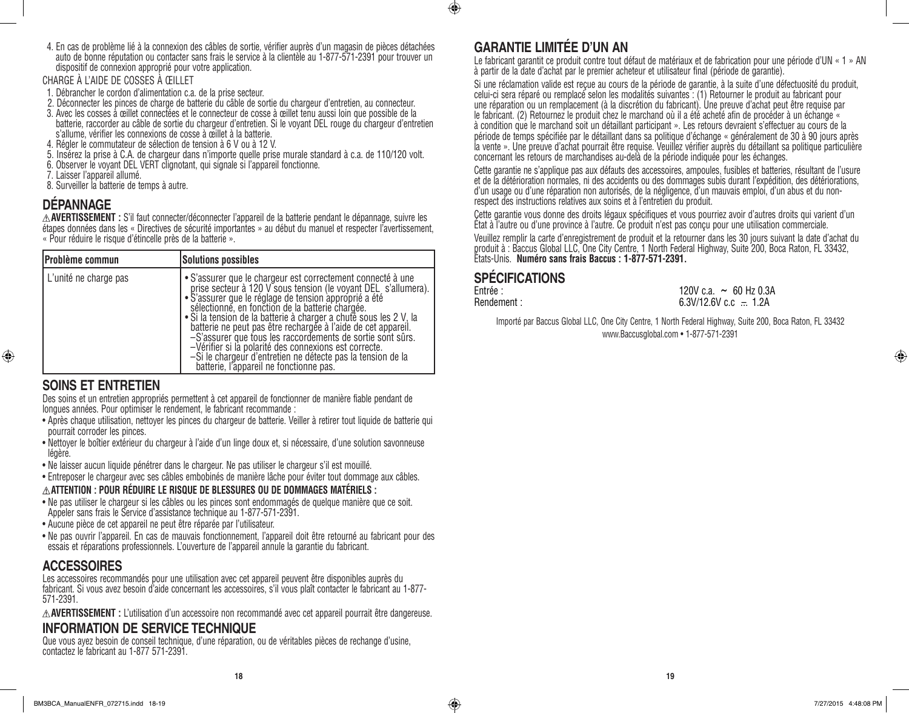4. En cas de problème lié à la connexion des câbles de sortie, vérifier auprès d'un magasin de pièces détachées auto de bonne réputation ou contacter sans frais le service à la clientèle au 1-877-571-2391 pour trouver un dispositif de connexion approprié pour votre application.

CHARGE À L'AIDE DE COSSES À ŒILLET

1. Débrancher le cordon d'alimentation c.a. de la prise secteur.
2. Déconnecter les pinces de charge de batterie du câble de sortie du chargeur d'entretien, au connecteur.
3. Avec les cosses à œillet connectées et le connecteur de cosse à œillet tenu aussi loin que possible de la batterie, raccorder au câble de sortie du chargeur d'entretien. Si le voyant DEL rouge du chargeur d'entretien s'allume, vérifier les connexions de cosse à œillet à la batterie.
4. Régler le commutateur de sélection de tension à 6 V ou à 12 V.
5. Insérez la prise à C.A. de chargeur dans n'importe quelle prise murale standard à c.a. de 110/120 volt.
6. Observer le voyant DEL VERT clignotant, qui signale si l'appareil fonctionne.
7. Laisser l'appareil allumé.
8. Surveiller la batterie de temps à autre.

## DÉPANNAGE

⚠**AVERTISSEMENT :** S'il faut connecter/déconnecter l'appareil de la batterie pendant le dépannage, suivre les étapes données dans les « Directives de sécurité importantes » au début du manuel et respecter l'avertissement, « Pour réduire le risque d'étincelle près de la batterie ».

| Problème commun | Solutions possibles |
|---|---|
| L'unité ne charge pas | • S'assurer que le chargeur est correctement connecté à une prise secteur à 120 V sous tension (le voyant DEL s'allumera).<br>• S'assurer que le réglage de tension approprié a été sélectionné, en fonction de la batterie chargée.<br>• Si la tension de la batterie à charger a chuté sous les 2 V, la batterie ne peut pas être rechargée à l'aide de cet appareil.<br>–S'assurer que tous les raccordements de sortie sont sûrs.<br>–Vérifier si la polarité des connexions est correcte.<br>–Si le chargeur d'entretien ne détecte pas la tension de la batterie, l'appareil ne fonctionne pas. |

## SOINS ET ENTRETIEN

Des soins et un entretien appropriés permettent à cet appareil de fonctionner de manière fiable pendant de longues années. Pour optimiser le rendement, le fabricant recommande :

- Après chaque utilisation, nettoyer les pinces du chargeur de batterie. Veiller à retirer tout liquide de batterie qui pourrait corroder les pinces.
- Nettoyer le boîtier extérieur du chargeur à l'aide d'un linge doux et, si nécessaire, d'une solution savonneuse légère.
- Ne laisser aucun liquide pénétrer dans le chargeur. Ne pas utiliser le chargeur s'il est mouillé.
- Entreposer le chargeur avec ses câbles embobinés de manière lâche pour éviter tout dommage aux câbles.

⚠**ATTENTION : POUR RÉDUIRE LE RISQUE DE BLESSURES OU DE DOMMAGES MATÉRIELS :**

- Ne pas utiliser le chargeur si les câbles ou les pinces sont endommagés de quelque manière que ce soit. Appeler sans frais le Service d'assistance technique au 1-877-571-2391.
- Aucune pièce de cet appareil ne peut être réparée par l'utilisateur.
- Ne pas ouvrir l'appareil. En cas de mauvais fonctionnement, l'appareil doit être retourné au fabricant pour des essais et réparations professionnels. L'ouverture de l'appareil annule la garantie du fabricant.

## ACCESSOIRES

Les accessoires recommandés pour une utilisation avec cet appareil peuvent être disponibles auprès du fabricant. Si vous avez besoin d'aide concernant les accessoires, s'il vous plaît contacter le fabricant au 1-877-571-2391.

⚠**AVERTISSEMENT :** L'utilisation d'un accessoire non recommandé avec cet appareil pourrait être dangereuse.

## INFORMATION DE SERVICE TECHNIQUE

Que vous ayez besoin de conseil technique, d'une réparation, ou de véritables pièces de rechange d'usine, contactez le fabricant au 1-877 571-2391.

## GARANTIE LIMITÉE D'UN AN

Le fabricant garantit ce produit contre tout défaut de matériaux et de fabrication pour une période d'UN « 1 » AN à partir de la date d'achat par le premier acheteur et utilisateur final (période de garantie).

Si une réclamation valide est reçue au cours de la période de garantie, à la suite d'une défectuosité du produit, celui-ci sera réparé ou remplacé selon les modalités suivantes : (1) Retourner le produit au fabricant pour une réparation ou un remplacement (à la discrétion du fabricant). Une preuve d'achat peut être requise par le fabricant. (2) Retournez le produit chez le marchand où il a été acheté afin de procéder à un échange « à condition que le marchand soit un détaillant participant ». Les retours devraient s'effectuer au cours de la période de temps spécifiée par le détaillant dans sa politique d'échange « généralement de 30 à 90 jours après la vente ». Une preuve d'achat pourrait être requise. Veuillez vérifier auprès du détaillant sa politique particulière concernant les retours de marchandises au-delà de la période indiquée pour les échanges.

Cette garantie ne s'applique pas aux défauts des accessoires, ampoules, fusibles et batteries, résultant de l'usure et de la détérioration normales, ni des accidents ou des dommages subis durant l'expédition, des détériorations, d'un usage ou d'une réparation non autorisés, de la négligence, d'un mauvais emploi, d'un abus et du non-respect des instructions relatives aux soins et à l'entretien du produit.

Cette garantie vous donne des droits légaux spécifiques et vous pourriez avoir d'autres droits qui varient d'un État à l'autre ou d'une province à l'autre. Ce produit n'est pas conçu pour une utilisation commerciale.

Veuillez remplir la carte d'enregistrement de produit et la retourner dans les 30 jours suivant la date d'achat du produit à : Baccus Global LLC, One City Centre, 1 North Federal Highway, Suite 200, Boca Raton, FL 33432, États-Unis. **Numéro sans frais Baccus : 1-877-571-2391.**

## SPÉCIFICATIONS

| | |
|---|---|
| Entrée : | 120V c.a. ~ 60 Hz 0.3A |
| Rendement : | 6.3V/12.6V c.c ⎓ 1.2A |

Importé par Baccus Global LLC, One City Centre, 1 North Federal Highway, Suite 200, Boca Raton, FL 33432
www.Baccusglobal.com • 1-877-571-2391